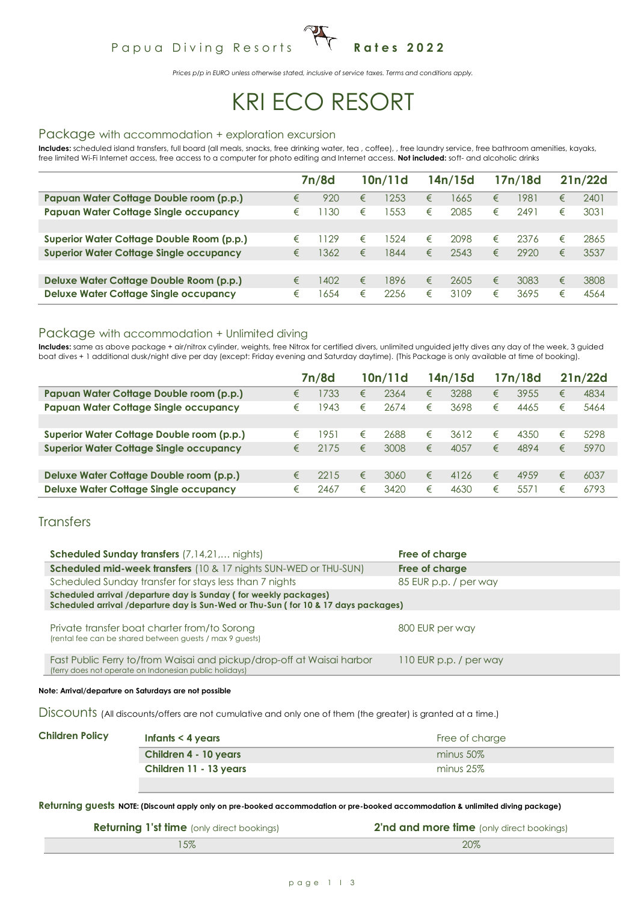Papua Diving Resorts **Rates 2022**

*Prices p/p in EURO unless otherwise stated, inclusive of service taxes. Terms and conditions apply.*

# KRI ECO RESORT

## Package with accommodation + exploration excursion

**Includes:** scheduled island transfers, full board (all meals, snacks, free drinking water, tea , coffee), , free laundry service, free bathroom amenities, kayaks, free limited Wi-Fi Internet access, free access to a computer for photo editing and Internet access. **Not included:** soft- and alcoholic drinks

| | 7n/8d | 10n/11d | 14n/15d | 17n/18d | 21n/22d |
|---|---|---|---|---|---|
| **Papuan Water Cottage Double room (p.p.)** | € 920 | € 1253 | € 1665 | € 1981 | € 2401 |
| **Papuan Water Cottage Single occupancy** | € 1130 | € 1553 | € 2085 | € 2491 | € 3031 |
| | | | | | |
| **Superior Water Cottage Double Room (p.p.)** | € 1129 | € 1524 | € 2098 | € 2376 | € 2865 |
| **Superior Water Cottage Single occupancy** | € 1362 | € 1844 | € 2543 | € 2920 | € 3537 |
| | | | | | |
| **Deluxe Water Cottage Double Room (p.p.)** | € 1402 | € 1896 | € 2605 | € 3083 | € 3808 |
| **Deluxe Water Cottage Single occupancy** | € 1654 | € 2256 | € 3109 | € 3695 | € 4564 |

## Package with accommodation + Unlimited diving

**Includes:** same as above package + air/nitrox cylinder, weights, free Nitrox for certified divers, unlimited unguided jetty dives any day of the week, 3 guided boat dives + 1 additional dusk/night dive per day (except: Friday evening and Saturday daytime). (This Package is only available at time of booking).

| | 7n/8d | 10n/11d | 14n/15d | 17n/18d | 21n/22d |
|---|---|---|---|---|---|
| **Papuan Water Cottage Double room (p.p.)** | € 1733 | € 2364 | € 3288 | € 3955 | € 4834 |
| **Papuan Water Cottage Single occupancy** | € 1943 | € 2674 | € 3698 | € 4465 | € 5464 |
| | | | | | |
| **Superior Water Cottage Double room (p.p.)** | € 1951 | € 2688 | € 3612 | € 4350 | € 5298 |
| **Superior Water Cottage Single occupancy** | € 2175 | € 3008 | € 4057 | € 4894 | € 5970 |
| | | | | | |
| **Deluxe Water Cottage Double room (p.p.)** | € 2215 | € 3060 | € 4126 | € 4959 | € 6037 |
| **Deluxe Water Cottage Single occupancy** | € 2467 | € 3420 | € 4630 | € 5571 | € 6793 |

## Transfers

| | |
|---|---|
| **Scheduled Sunday transfers** (7,14,21,… nights) | **Free of charge** |
| **Scheduled mid-week transfers** (10 & 17 nights SUN-WED or THU-SUN) | **Free of charge** |
| Scheduled Sunday transfer for stays less than 7 nights | 85 EUR p.p. / per way |
| **Scheduled arrival /departure day is Sunday ( for weekly packages)** **Scheduled arrival /departure day is Sun-Wed or Thu-Sun ( for 10 & 17 days packages)** | |
| Private transfer boat charter from/to Sorong (rental fee can be shared between guests / max 9 guests) | 800 EUR per way |
| Fast Public Ferry to/from Waisai and pickup/drop-off at Waisai harbor (ferry does not operate on Indonesian public holidays) | 110 EUR p.p. / per way |

**Note: Arrival/departure on Saturdays are not possible**

## Discounts (All discounts/offers are not cumulative and only one of them (the greater) is granted at a time.)

| **Children Policy** | | |
|---|---|---|
| | **Infants < 4 years** | Free of charge |
| | **Children 4 - 10 years** | minus 50% |
| | **Children 11 - 13 years** | minus 25% |

**Returning guests** **NOTE: (Discount apply only on pre-booked accommodation or pre-booked accommodation & unlimited diving package)**

| **Returning 1'st time** (only direct bookings) | **2'nd and more time** (only direct bookings) |
|---|---|
| 15% | 20% |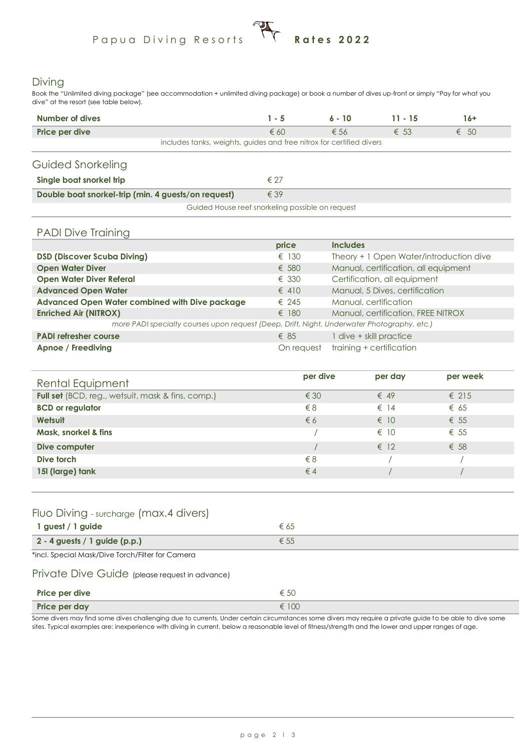# Papua Diving Resorts — Rates 2022

## Diving

Book the "Unlimited diving package" (see accommodation + unlimited diving package) or book a number of dives up-front or simply "Pay for what you dive" at the resort (see table below).

| Number of dives | 1 - 5 | 6 - 10 | 11 - 15 | 16+ |
|---|---|---|---|---|
| Price per dive | € 60 | € 56 | € 53 | € 50 |

includes tanks, weights, guides and free nitrox for certified divers

## Guided Snorkeling

| | |
|---|---|
| **Single boat snorkel trip** | € 27 |
| **Double boat snorkel-trip (min. 4 guests/on request)** | € 39 |

Guided House reef snorkeling possible on request

## PADI Dive Training

| | price | Includes |
|---|---|---|
| **DSD (Discover Scuba Diving)** | € 130 | Theory + 1 Open Water/introduction dive |
| **Open Water Diver** | € 580 | Manual, certification, all equipment |
| **Open Water Diver Referal** | € 330 | Certification, all equipment |
| **Advanced Open Water** | € 410 | Manual, 5 Dives, certification |
| **Advanced Open Water combined with Dive package** | € 245 | Manual, certification |
| **Enriched Air (NITROX)** | € 180 | Manual, certification, FREE NITROX |
| *more PADI specialty courses upon request (Deep, Drift, Night, Underwater Photography, etc.)* | | |
| **PADI refresher course** | € 85 | 1 dive + skill practice |
| **Apnoe / Freediving** | On request | training + certification |

## Rental Equipment

| | per dive | per day | per week |
|---|---|---|---|
| **Full set** (BCD, reg., wetsuit, mask & fins, comp.) | € 30 | € 49 | € 215 |
| **BCD or regulator** | € 8 | € 14 | € 65 |
| **Wetsuit** | € 6 | € 10 | € 55 |
| **Mask, snorkel & fins** | / | € 10 | € 55 |
| **Dive computer** | / | € 12 | € 58 |
| **Dive torch** | € 8 | / | / |
| **15l (large) tank** | € 4 | / | / |

## Fluo Diving - surcharge (max.4 divers)

| | |
|---|---|
| **1 guest / 1 guide** | € 65 |
| **2 - 4 guests / 1 guide (p.p.)** | € 55 |

*incl. Special Mask/Dive Torch/Filter for Camera

## Private Dive Guide (please request in advance)

| | |
|---|---|
| **Price per dive** | € 50 |
| **Price per day** | € 100 |

Some divers may find some dives challenging due to currents. Under certain circumstances some divers may require a private guide to be able to dive some sites. Typical examples are: inexperience with diving in current, below a reasonable level of fitness/strength and the lower and upper ranges of age.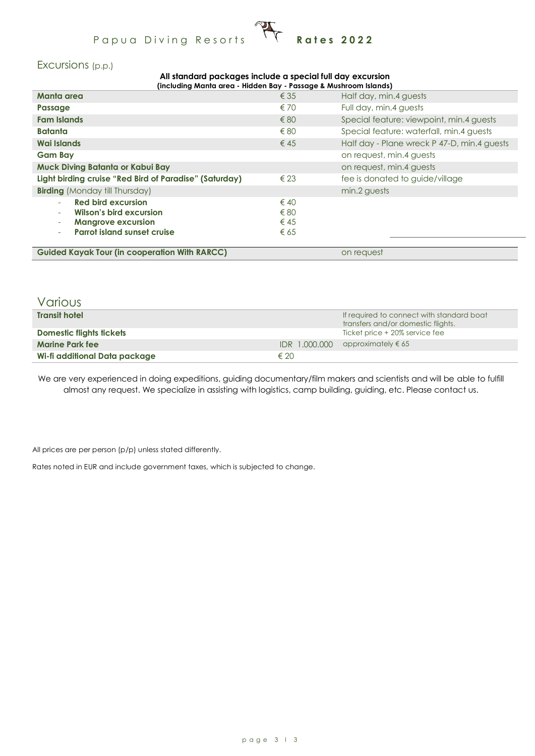## Excursions (p.p.)

**All standard packages include a special full day excursion**
**(including Manta area - Hidden Bay - Passage & Mushroom Islands)**

| | | |
|---|---|---|
| **Manta area** | € 35 | Half day, min.4 guests |
| **Passage** | € 70 | Full day, min.4 guests |
| **Fam Islands** | € 80 | Special feature: viewpoint, min.4 guests |
| **Batanta** | € 80 | Special feature: waterfall, min.4 guests |
| **Wai Islands** | € 45 | Half day - Plane wreck P 47-D, min.4 guests |
| **Gam Bay** | | on request, min.4 guests |
| **Muck Diving Batanta or Kabui Bay** | | on request, min.4 guests |
| **Light birding cruise "Red Bird of Paradise" (Saturday)** | € 23 | fee is donated to guide/village |
| **Birding** (Monday till Thursday) | | min.2 guests |
| - **Red bird excursion** | € 40 | |
| - **Wilson's bird excursion** | € 80 | |
| - **Mangrove excursion** | € 45 | |
| - **Parrot island sunset cruise** | € 65 | |
| **Guided Kayak Tour (in cooperation With RARCC)** | | on request |

## Various

| | | |
|---|---|---|
| **Transit hotel** | | If required to connect with standard boat transfers and/or domestic flights. |
| **Domestic flights tickets** | | Ticket price + 20% service fee |
| **Marine Park fee** | IDR 1.000.000 | approximately € 65 |
| **Wi-fi additional Data package** | € 20 | |

We are very experienced in doing expeditions, guiding documentary/film makers and scientists and will be able to fulfill almost any request. We specialize in assisting with logistics, camp building, guiding, etc. Please contact us.

All prices are per person (p/p) unless stated differently.

Rates noted in EUR and include government taxes, which is subjected to change.